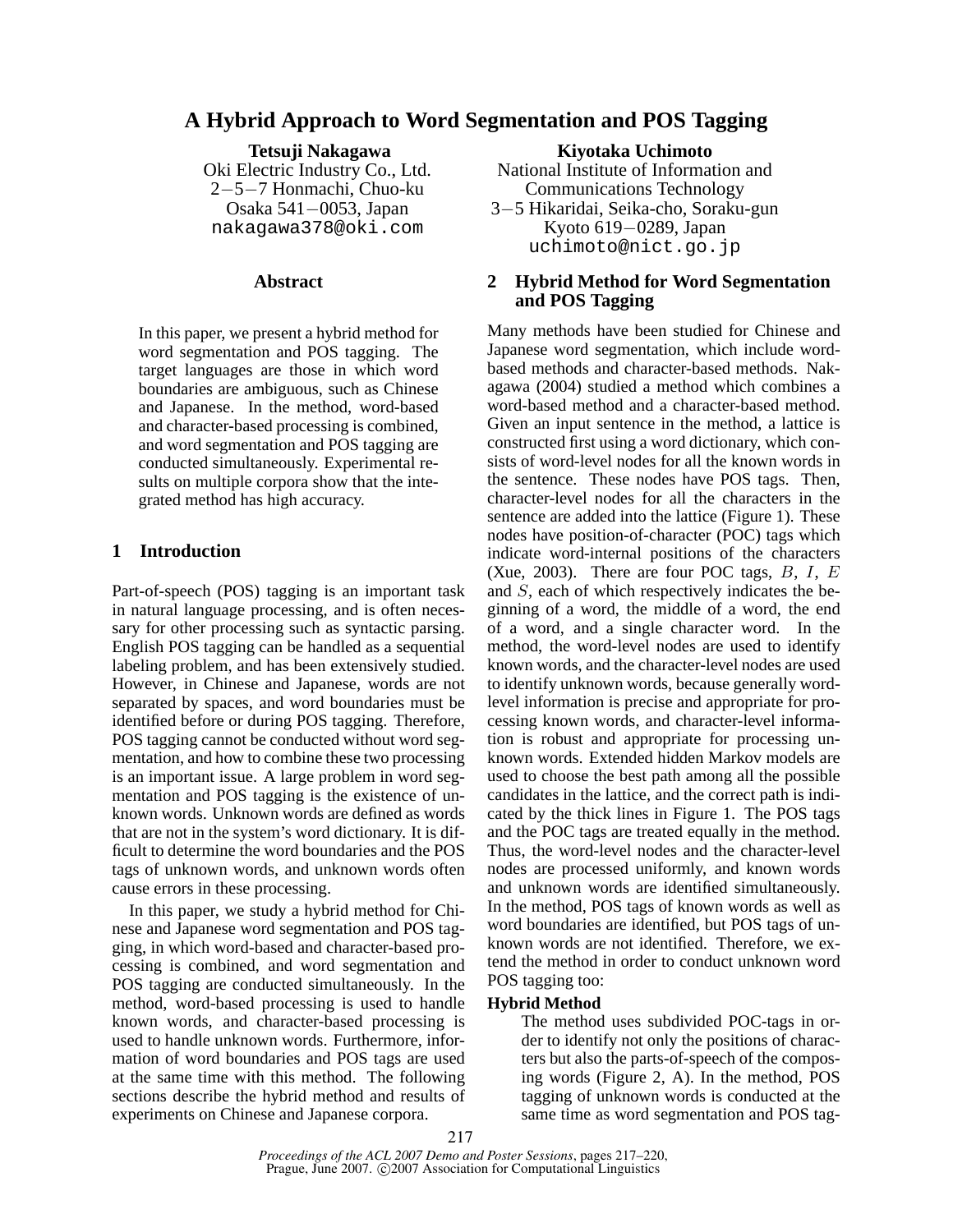# A Hybrid Approach to Word Segmentation and POS Tagging

**Tetsuji Nakagawa**
Oki Electric Industry Co., Ltd.
2−5−7 Honmachi, Chuo-ku
Osaka 541−0053, Japan
nakagawa378@oki.com

**Kiyotaka Uchimoto**
National Institute of Information and Communications Technology
3−5 Hikaridai, Seika-cho, Soraku-gun
Kyoto 619−0289, Japan
uchimoto@nict.go.jp

## Abstract

In this paper, we present a hybrid method for word segmentation and POS tagging. The target languages are those in which word boundaries are ambiguous, such as Chinese and Japanese. In the method, word-based and character-based processing is combined, and word segmentation and POS tagging are conducted simultaneously. Experimental results on multiple corpora show that the integrated method has high accuracy.

## 1 Introduction

Part-of-speech (POS) tagging is an important task in natural language processing, and is often necessary for other processing such as syntactic parsing. English POS tagging can be handled as a sequential labeling problem, and has been extensively studied. However, in Chinese and Japanese, words are not separated by spaces, and word boundaries must be identified before or during POS tagging. Therefore, POS tagging cannot be conducted without word segmentation, and how to combine these two processing is an important issue. A large problem in word segmentation and POS tagging is the existence of unknown words. Unknown words are defined as words that are not in the system's word dictionary. It is difficult to determine the word boundaries and the POS tags of unknown words, and unknown words often cause errors in these processing.

In this paper, we study a hybrid method for Chinese and Japanese word segmentation and POS tagging, in which word-based and character-based processing is combined, and word segmentation and POS tagging are conducted simultaneously. In the method, word-based processing is used to handle known words, and character-based processing is used to handle unknown words. Furthermore, information of word boundaries and POS tags are used at the same time with this method. The following sections describe the hybrid method and results of experiments on Chinese and Japanese corpora.

## 2 Hybrid Method for Word Segmentation and POS Tagging

Many methods have been studied for Chinese and Japanese word segmentation, which include word-based methods and character-based methods. Nakagawa (2004) studied a method which combines a word-based method and a character-based method. Given an input sentence in the method, a lattice is constructed first using a word dictionary, which consists of word-level nodes for all the known words in the sentence. These nodes have POS tags. Then, character-level nodes for all the characters in the sentence are added into the lattice (Figure 1). These nodes have position-of-character (POC) tags which indicate word-internal positions of the characters (Xue, 2003). There are four POC tags, $B$, $I$, $E$ and $S$, each of which respectively indicates the beginning of a word, the middle of a word, the end of a word, and a single character word. In the method, the word-level nodes are used to identify known words, and the character-level nodes are used to identify unknown words, because generally word-level information is precise and appropriate for processing known words, and character-level information is robust and appropriate for processing unknown words. Extended hidden Markov models are used to choose the best path among all the possible candidates in the lattice, and the correct path is indicated by the thick lines in Figure 1. The POS tags and the POC tags are treated equally in the method. Thus, the word-level nodes and the character-level nodes are processed uniformly, and known words and unknown words are identified simultaneously. In the method, POS tags of known words as well as word boundaries are identified, but POS tags of unknown words are not identified. Therefore, we extend the method in order to conduct unknown word POS tagging too:

**Hybrid Method**

The method uses subdivided POC-tags in order to identify not only the positions of characters but also the parts-of-speech of the composing words (Figure 2, A). In the method, POS tagging of unknown words is conducted at the same time as word segmentation and POS tag-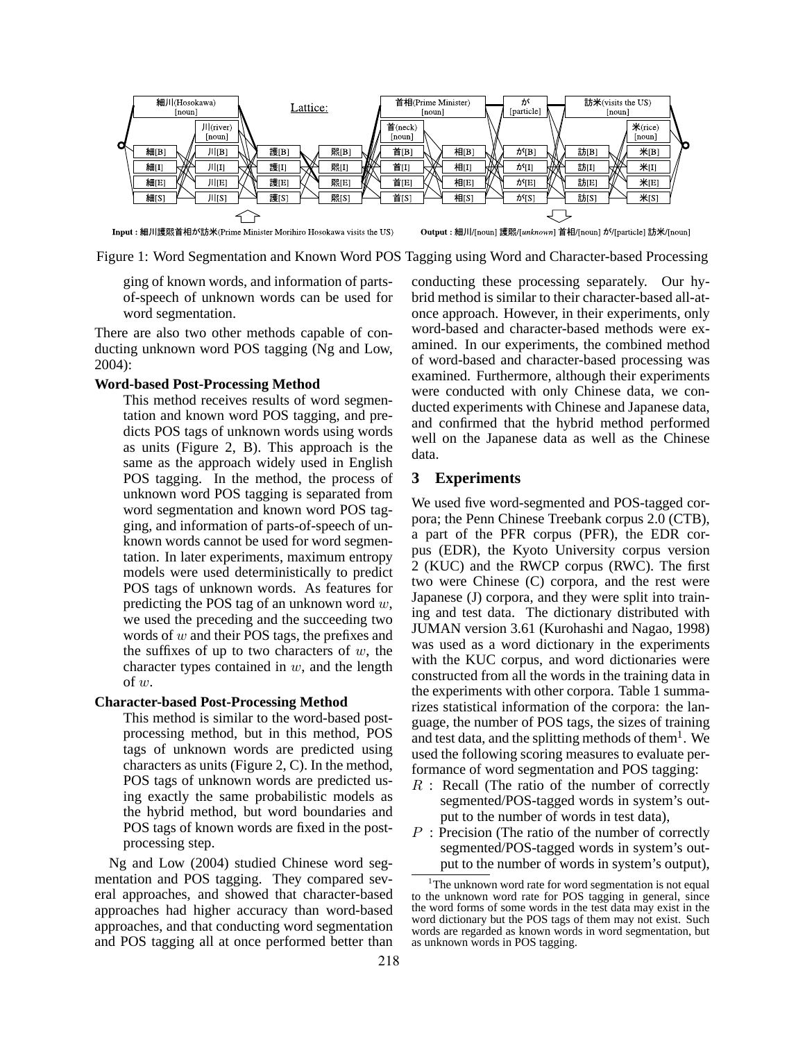Figure 1: Word Segmentation and Known Word POS Tagging using Word and Character-based Processing

ging of known words, and information of parts-of-speech of unknown words can be used for word segmentation.

There are also two other methods capable of conducting unknown word POS tagging (Ng and Low, 2004):

**Word-based Post-Processing Method**

This method receives results of word segmentation and known word POS tagging, and predicts POS tags of unknown words using words as units (Figure 2, B). This approach is the same as the approach widely used in English POS tagging. In the method, the process of unknown word POS tagging is separated from word segmentation and known word POS tagging, and information of parts-of-speech of unknown words cannot be used for word segmentation. In later experiments, maximum entropy models were used deterministically to predict POS tags of unknown words. As features for predicting the POS tag of an unknown word $w$, we used the preceding and the succeeding two words of $w$ and their POS tags, the prefixes and the suffixes of up to two characters of $w$, the character types contained in $w$, and the length of $w$.

**Character-based Post-Processing Method**

This method is similar to the word-based post-processing method, but in this method, POS tags of unknown words are predicted using characters as units (Figure 2, C). In the method, POS tags of unknown words are predicted using exactly the same probabilistic models as the hybrid method, but word boundaries and POS tags of known words are fixed in the post-processing step.

Ng and Low (2004) studied Chinese word segmentation and POS tagging. They compared several approaches, and showed that character-based approaches had higher accuracy than word-based approaches, and that conducting word segmentation and POS tagging all at once performed better than conducting these processing separately. Our hybrid method is similar to their character-based all-at-once approach. However, in their experiments, only word-based and character-based methods were examined. In our experiments, the combined method of word-based and character-based processing was examined. Furthermore, although their experiments were conducted with only Chinese data, we conducted experiments with Chinese and Japanese data, and confirmed that the hybrid method performed well on the Japanese data as well as the Chinese data.

## 3 Experiments

We used five word-segmented and POS-tagged corpora; the Penn Chinese Treebank corpus 2.0 (CTB), a part of the PFR corpus (PFR), the EDR corpus (EDR), the Kyoto University corpus version 2 (KUC) and the RWCP corpus (RWC). The first two were Chinese (C) corpora, and the rest were Japanese (J) corpora, and they were split into training and test data. The dictionary distributed with JUMAN version 3.61 (Kurohashi and Nagao, 1998) was used as a word dictionary in the experiments with the KUC corpus, and word dictionaries were constructed from all the words in the training data in the experiments with other corpora. Table 1 summarizes statistical information of the corpora: the language, the number of POS tags, the sizes of training and test data, and the splitting methods of them[1]. We used the following scoring measures to evaluate performance of word segmentation and POS tagging:

- $R$ : Recall (The ratio of the number of correctly segmented/POS-tagged words in system's output to the number of words in test data),
- $P$ : Precision (The ratio of the number of correctly segmented/POS-tagged words in system's output to the number of words in system's output),

[1] The unknown word rate for word segmentation is not equal to the unknown word rate for POS tagging in general, since the word forms of some words in the test data may exist in the word dictionary but the POS tags of them may not exist. Such words are regarded as known words in word segmentation, but as unknown words in POS tagging.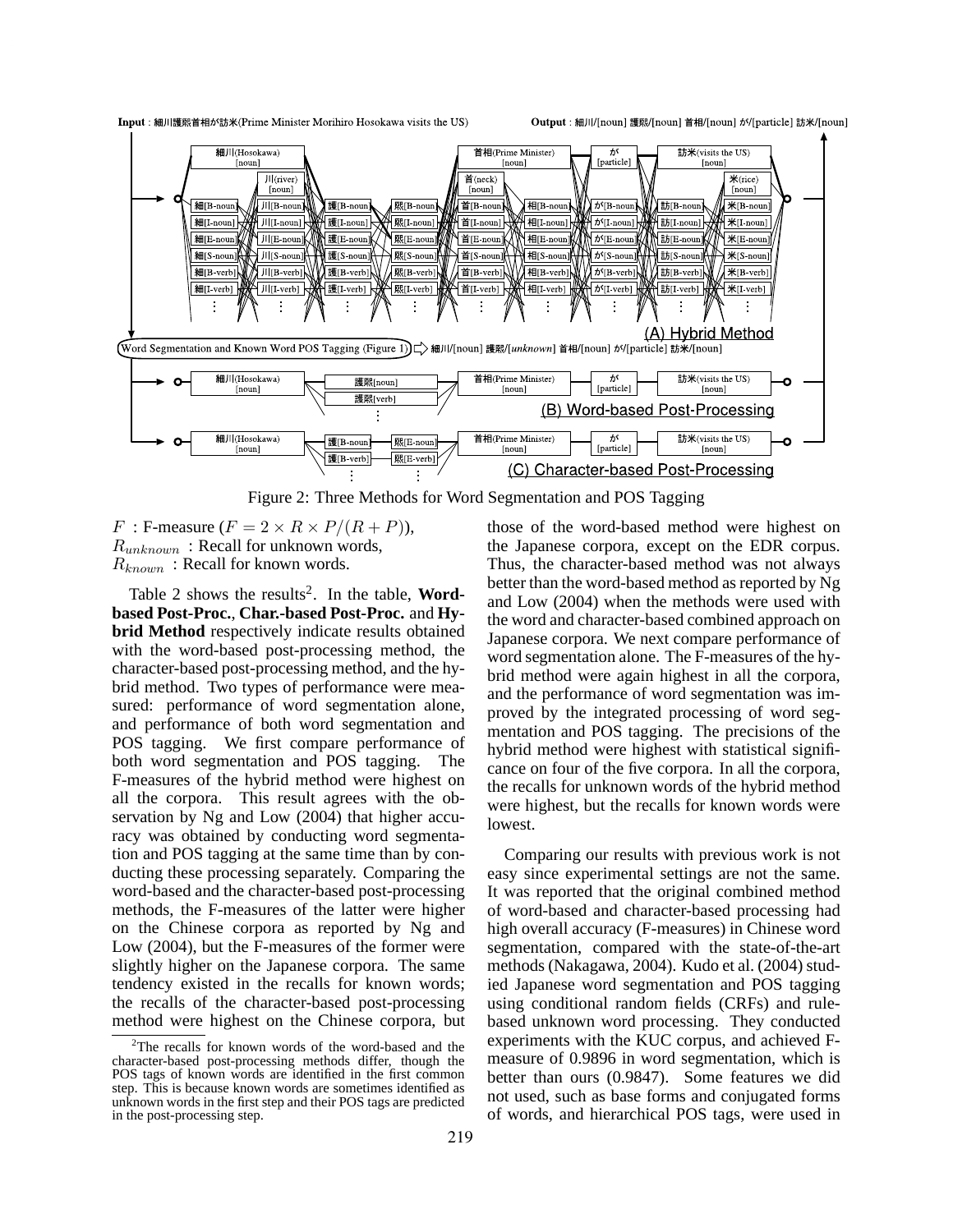Figure 2: Three Methods for Word Segmentation and POS Tagging

$F$ : F-measure ($F = 2 \times R \times P/(R + P)$),
$R_{unknown}$ : Recall for unknown words,
$R_{known}$ : Recall for known words.

Table 2 shows the results[2]. In the table, **Word-based Post-Proc.**, **Char.-based Post-Proc.** and **Hybrid Method** respectively indicate results obtained with the word-based post-processing method, the character-based post-processing method, and the hybrid method. Two types of performance were measured: performance of word segmentation alone, and performance of both word segmentation and POS tagging. We first compare performance of both word segmentation and POS tagging. The F-measures of the hybrid method were highest on all the corpora. This result agrees with the observation by Ng and Low (2004) that higher accuracy was obtained by conducting word segmentation and POS tagging at the same time than by conducting these processing separately. Comparing the word-based and the character-based post-processing methods, the F-measures of the latter were higher on the Chinese corpora as reported by Ng and Low (2004), but the F-measures of the former were slightly higher on the Japanese corpora. The same tendency existed in the recalls for known words; the recalls of the character-based post-processing method were highest on the Chinese corpora, but those of the word-based method were highest on the Japanese corpora, except on the EDR corpus. Thus, the character-based method was not always better than the word-based method as reported by Ng and Low (2004) when the methods were used with the word and character-based combined approach on Japanese corpora. We next compare performance of word segmentation alone. The F-measures of the hybrid method were again highest in all the corpora, and the performance of word segmentation was improved by the integrated processing of word segmentation and POS tagging. The precisions of the hybrid method were highest with statistical significance on four of the five corpora. In all the corpora, the recalls for unknown words of the hybrid method were highest, but the recalls for known words were lowest.

Comparing our results with previous work is not easy since experimental settings are not the same. It was reported that the original combined method of word-based and character-based processing had high overall accuracy (F-measures) in Chinese word segmentation, compared with the state-of-the-art methods (Nakagawa, 2004). Kudo et al. (2004) studied Japanese word segmentation and POS tagging using conditional random fields (CRFs) and rule-based unknown word processing. They conducted experiments with the KUC corpus, and achieved F-measure of 0.9896 in word segmentation, which is better than ours (0.9847). Some features we did not used, such as base forms and conjugated forms of words, and hierarchical POS tags, were used in

[2] The recalls for known words of the word-based and the character-based post-processing methods differ, though the POS tags of known words are identified in the first common step. This is because known words are sometimes identified as unknown words in the first step and their POS tags are predicted in the post-processing step.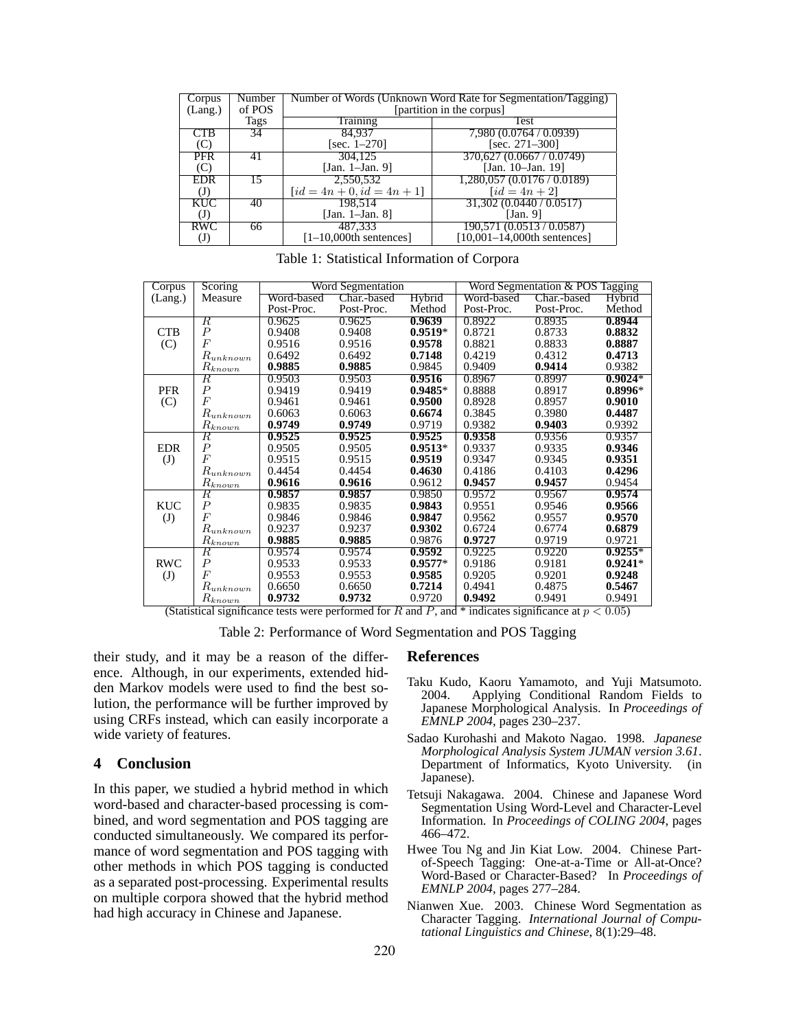| Corpus (Lang.) | Number of POS Tags | Number of Words (Unknown Word Rate for Segmentation/Tagging) [partition in the corpus] | |
|---|---|---|---|
| | | Training | Test |
| CTB (C) | 34 | 84,937 [sec. 1–270] | 7,980 (0.0764 / 0.0939) [sec. 271–300] |
| PFR (C) | 41 | 304,125 [Jan. 1–Jan. 9] | 370,627 (0.0667 / 0.0749) [Jan. 10–Jan. 19] |
| EDR (J) | 15 | 2,550,532 $[id = 4n + 0, id = 4n + 1]$ | 1,280,057 (0.0176 / 0.0189) $[id = 4n + 2]$ |
| KUC (J) | 40 | 198,514 [Jan. 1–Jan. 8] | 31,302 (0.0440 / 0.0517) [Jan. 9] |
| RWC (J) | 66 | 487,333 [1–10,000th sentences] | 190,571 (0.0513 / 0.0587) [10,001–14,000th sentences] |

Table 1: Statistical Information of Corpora

| Corpus (Lang.) | Scoring Measure | Word Segmentation | | | Word Segmentation & POS Tagging | | |
|---|---|---|---|---|---|---|---|
| | | Word-based Post-Proc. | Char.-based Post-Proc. | Hybrid Method | Word-based Post-Proc. | Char.-based Post-Proc. | Hybrid Method |
| CTB (C) | $R$ | 0.9625 | 0.9625 | **0.9639** | 0.8922 | 0.8935 | **0.8944** |
| | $P$ | 0.9408 | 0.9408 | **0.9519*** | 0.8721 | 0.8733 | **0.8832** |
| | $F$ | 0.9516 | 0.9516 | **0.9578** | 0.8821 | 0.8833 | **0.8887** |
| | $R_{unknown}$ | 0.6492 | 0.6492 | **0.7148** | 0.4219 | 0.4312 | **0.4713** |
| | $R_{known}$ | **0.9885** | **0.9885** | 0.9845 | 0.9409 | **0.9414** | 0.9382 |
| PFR (C) | $R$ | 0.9503 | 0.9503 | **0.9516** | 0.8967 | 0.8997 | **0.9024*** |
| | $P$ | 0.9419 | 0.9419 | **0.9485*** | 0.8888 | 0.8917 | **0.8996*** |
| | $F$ | 0.9461 | 0.9461 | **0.9500** | 0.8928 | 0.8957 | **0.9010** |
| | $R_{unknown}$ | 0.6063 | 0.6063 | **0.6674** | 0.3845 | 0.3980 | **0.4487** |
| | $R_{known}$ | **0.9749** | **0.9749** | 0.9719 | 0.9382 | **0.9403** | 0.9392 |
| EDR (J) | $R$ | **0.9525** | **0.9525** | **0.9525** | **0.9358** | 0.9356 | 0.9357 |
| | $P$ | 0.9505 | 0.9505 | **0.9513*** | 0.9337 | 0.9335 | **0.9346** |
| | $F$ | 0.9515 | 0.9515 | **0.9519** | 0.9347 | 0.9345 | **0.9351** |
| | $R_{unknown}$ | 0.4454 | 0.4454 | **0.4630** | 0.4186 | 0.4103 | **0.4296** |
| | $R_{known}$ | **0.9616** | **0.9616** | 0.9612 | **0.9457** | **0.9457** | 0.9454 |
| KUC (J) | $R$ | **0.9857** | **0.9857** | 0.9850 | 0.9572 | 0.9567 | **0.9574** |
| | $P$ | 0.9835 | 0.9835 | **0.9843** | 0.9551 | 0.9546 | **0.9566** |
| | $F$ | 0.9846 | 0.9846 | **0.9847** | 0.9562 | 0.9557 | **0.9570** |
| | $R_{unknown}$ | 0.9237 | 0.9237 | **0.9302** | 0.6724 | 0.6774 | **0.6879** |
| | $R_{known}$ | **0.9885** | **0.9885** | 0.9876 | **0.9727** | 0.9719 | 0.9721 |
| RWC (J) | $R$ | 0.9574 | 0.9574 | **0.9592** | 0.9225 | 0.9220 | **0.9255*** |
| | $P$ | 0.9533 | 0.9533 | **0.9577*** | 0.9186 | 0.9181 | **0.9241*** |
| | $F$ | 0.9553 | 0.9553 | **0.9585** | 0.9205 | 0.9201 | **0.9248** |
| | $R_{unknown}$ | 0.6650 | 0.6650 | **0.7214** | 0.4941 | 0.4875 | **0.5467** |
| | $R_{known}$ | **0.9732** | **0.9732** | 0.9720 | **0.9492** | 0.9491 | 0.9491 |

(Statistical significance tests were performed for $R$ and $P$, and * indicates significance at $p < 0.05$)

Table 2: Performance of Word Segmentation and POS Tagging

their study, and it may be a reason of the difference. Although, in our experiments, extended hidden Markov models were used to find the best solution, the performance will be further improved by using CRFs instead, which can easily incorporate a wide variety of features.

## 4 Conclusion

In this paper, we studied a hybrid method in which word-based and character-based processing is combined, and word segmentation and POS tagging are conducted simultaneously. We compared its performance of word segmentation and POS tagging with other methods in which POS tagging is conducted as a separated post-processing. Experimental results on multiple corpora showed that the hybrid method had high accuracy in Chinese and Japanese.

## References

Taku Kudo, Kaoru Yamamoto, and Yuji Matsumoto. 2004. Applying Conditional Random Fields to Japanese Morphological Analysis. In *Proceedings of EMNLP 2004*, pages 230–237.

Sadao Kurohashi and Makoto Nagao. 1998. *Japanese Morphological Analysis System JUMAN version 3.61*. Department of Informatics, Kyoto University. (in Japanese).

Tetsuji Nakagawa. 2004. Chinese and Japanese Word Segmentation Using Word-Level and Character-Level Information. In *Proceedings of COLING 2004*, pages 466–472.

Hwee Tou Ng and Jin Kiat Low. 2004. Chinese Part-of-Speech Tagging: One-at-a-Time or All-at-Once? Word-Based or Character-Based? In *Proceedings of EMNLP 2004*, pages 277–284.

Nianwen Xue. 2003. Chinese Word Segmentation as Character Tagging. *International Journal of Computational Linguistics and Chinese*, 8(1):29–48.